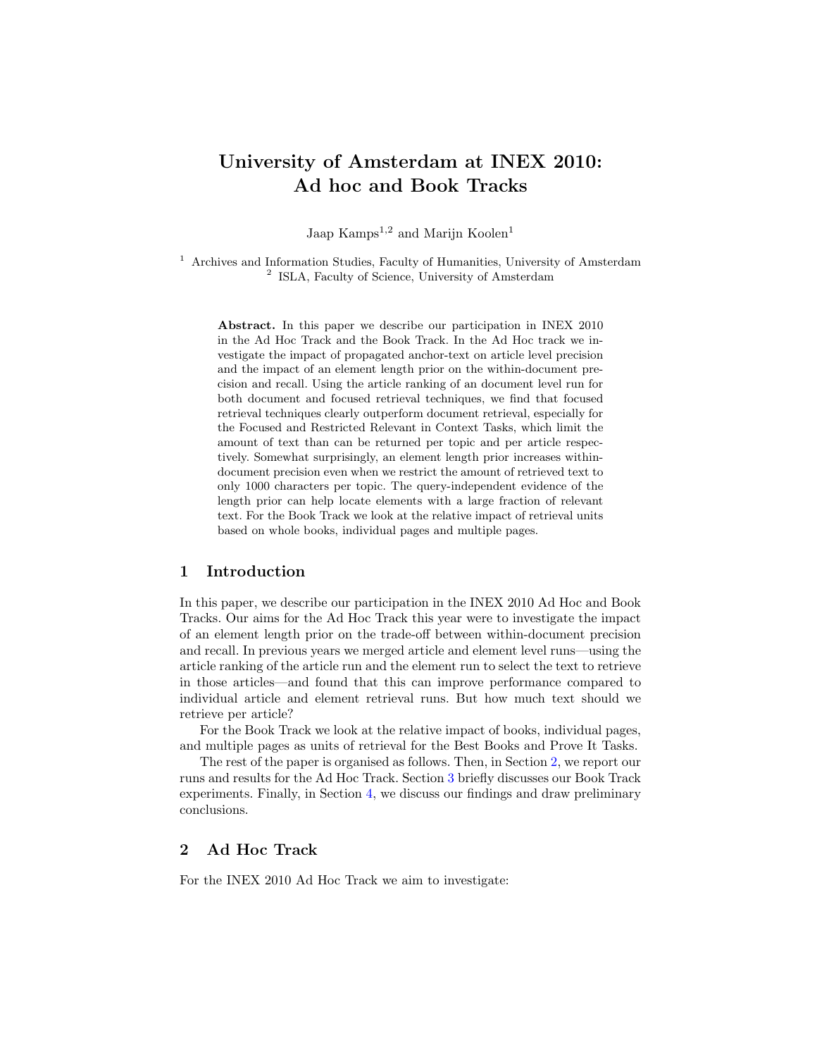# University of Amsterdam at INEX 2010: Ad hoc and Book Tracks

Jaap Kamps[1,2] and Marijn Koolen[1]

[1] Archives and Information Studies, Faculty of Humanities, University of Amsterdam
[2] ISLA, Faculty of Science, University of Amsterdam

**Abstract.** In this paper we describe our participation in INEX 2010 in the Ad Hoc Track and the Book Track. In the Ad Hoc track we investigate the impact of propagated anchor-text on article level precision and the impact of an element length prior on the within-document precision and recall. Using the article ranking of an document level run for both document and focused retrieval techniques, we find that focused retrieval techniques clearly outperform document retrieval, especially for the Focused and Restricted Relevant in Context Tasks, which limit the amount of text than can be returned per topic and per article respectively. Somewhat surprisingly, an element length prior increases within-document precision even when we restrict the amount of retrieved text to only 1000 characters per topic. The query-independent evidence of the length prior can help locate elements with a large fraction of relevant text. For the Book Track we look at the relative impact of retrieval units based on whole books, individual pages and multiple pages.

## 1 Introduction

In this paper, we describe our participation in the INEX 2010 Ad Hoc and Book Tracks. Our aims for the Ad Hoc Track this year were to investigate the impact of an element length prior on the trade-off between within-document precision and recall. In previous years we merged article and element level runs—using the article ranking of the article run and the element run to select the text to retrieve in those articles—and found that this can improve performance compared to individual article and element retrieval runs. But how much text should we retrieve per article?

For the Book Track we look at the relative impact of books, individual pages, and multiple pages as units of retrieval for the Best Books and Prove It Tasks.

The rest of the paper is organised as follows. Then, in Section 2, we report our runs and results for the Ad Hoc Track. Section 3 briefly discusses our Book Track experiments. Finally, in Section 4, we discuss our findings and draw preliminary conclusions.

## 2 Ad Hoc Track

For the INEX 2010 Ad Hoc Track we aim to investigate: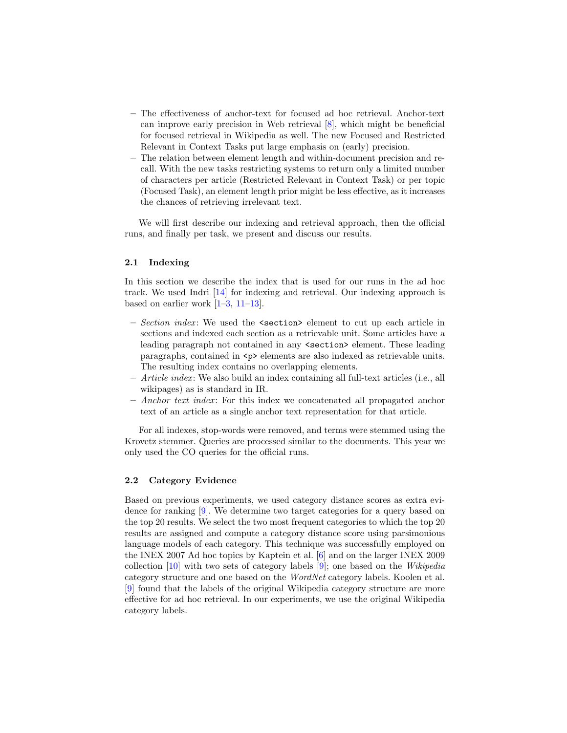– The effectiveness of anchor-text for focused ad hoc retrieval. Anchor-text can improve early precision in Web retrieval [8], which might be beneficial for focused retrieval in Wikipedia as well. The new Focused and Restricted Relevant in Context Tasks put large emphasis on (early) precision.
– The relation between element length and within-document precision and recall. With the new tasks restricting systems to return only a limited number of characters per article (Restricted Relevant in Context Task) or per topic (Focused Task), an element length prior might be less effective, as it increases the chances of retrieving irrelevant text.

We will first describe our indexing and retrieval approach, then the official runs, and finally per task, we present and discuss our results.

### 2.1 Indexing

In this section we describe the index that is used for our runs in the ad hoc track. We used Indri [14] for indexing and retrieval. Our indexing approach is based on earlier work [1–3, 11–13].

– *Section index*: We used the `<section>` element to cut up each article in sections and indexed each section as a retrievable unit. Some articles have a leading paragraph not contained in any `<section>` element. These leading paragraphs, contained in `<p>` elements are also indexed as retrievable units. The resulting index contains no overlapping elements.
– *Article index*: We also build an index containing all full-text articles (i.e., all wikipages) as is standard in IR.
– *Anchor text index*: For this index we concatenated all propagated anchor text of an article as a single anchor text representation for that article.

For all indexes, stop-words were removed, and terms were stemmed using the Krovetz stemmer. Queries are processed similar to the documents. This year we only used the CO queries for the official runs.

### 2.2 Category Evidence

Based on previous experiments, we used category distance scores as extra evidence for ranking [9]. We determine two target categories for a query based on the top 20 results. We select the two most frequent categories to which the top 20 results are assigned and compute a category distance score using parsimonious language models of each category. This technique was successfully employed on the INEX 2007 Ad hoc topics by Kaptein et al. [6] and on the larger INEX 2009 collection [10] with two sets of category labels [9]; one based on the *Wikipedia* category structure and one based on the *WordNet* category labels. Koolen et al. [9] found that the labels of the original Wikipedia category structure are more effective for ad hoc retrieval. In our experiments, we use the original Wikipedia category labels.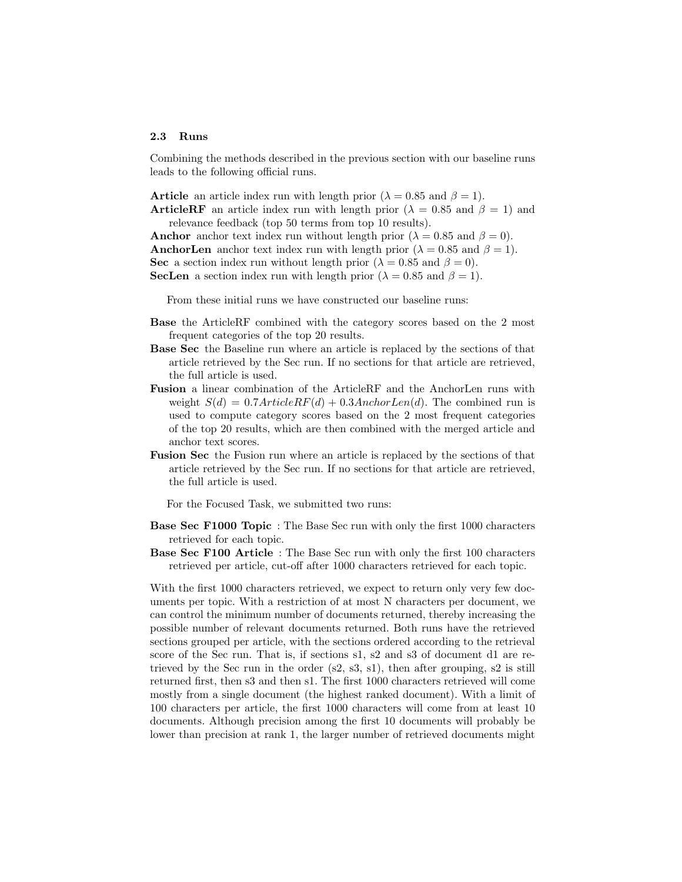### 2.3 Runs

Combining the methods described in the previous section with our baseline runs leads to the following official runs.

**Article** an article index run with length prior ($\lambda = 0.85$ and $\beta = 1$).

**ArticleRF** an article index run with length prior ($\lambda = 0.85$ and $\beta = 1$) and relevance feedback (top 50 terms from top 10 results).

**Anchor** anchor text index run without length prior ($\lambda = 0.85$ and $\beta = 0$).

**AnchorLen** anchor text index run with length prior ($\lambda = 0.85$ and $\beta = 1$).

**Sec** a section index run without length prior ($\lambda = 0.85$ and $\beta = 0$).

**SecLen** a section index run with length prior ($\lambda = 0.85$ and $\beta = 1$).

From these initial runs we have constructed our baseline runs:

**Base** the ArticleRF combined with the category scores based on the 2 most frequent categories of the top 20 results.

**Base Sec** the Baseline run where an article is replaced by the sections of that article retrieved by the Sec run. If no sections for that article are retrieved, the full article is used.

**Fusion** a linear combination of the ArticleRF and the AnchorLen runs with weight $S(d) = 0.7 ArticleRF(d) + 0.3 AnchorLen(d)$. The combined run is used to compute category scores based on the 2 most frequent categories of the top 20 results, which are then combined with the merged article and anchor text scores.

**Fusion Sec** the Fusion run where an article is replaced by the sections of that article retrieved by the Sec run. If no sections for that article are retrieved, the full article is used.

For the Focused Task, we submitted two runs:

**Base Sec F1000 Topic** : The Base Sec run with only the first 1000 characters retrieved for each topic.

**Base Sec F100 Article** : The Base Sec run with only the first 100 characters retrieved per article, cut-off after 1000 characters retrieved for each topic.

With the first 1000 characters retrieved, we expect to return only very few documents per topic. With a restriction of at most N characters per document, we can control the minimum number of documents returned, thereby increasing the possible number of relevant documents returned. Both runs have the retrieved sections grouped per article, with the sections ordered according to the retrieval score of the Sec run. That is, if sections s1, s2 and s3 of document d1 are retrieved by the Sec run in the order (s2, s3, s1), then after grouping, s2 is still returned first, then s3 and then s1. The first 1000 characters retrieved will come mostly from a single document (the highest ranked document). With a limit of 100 characters per article, the first 1000 characters will come from at least 10 documents. Although precision among the first 10 documents will probably be lower than precision at rank 1, the larger number of retrieved documents might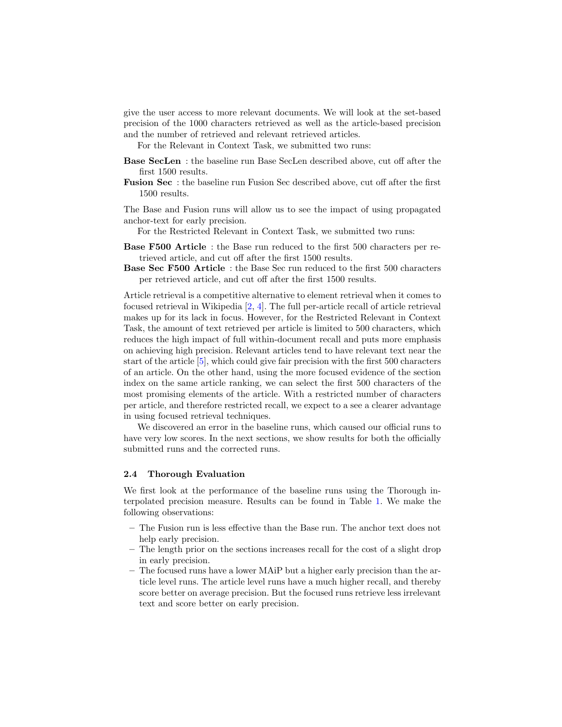give the user access to more relevant documents. We will look at the set-based precision of the 1000 characters retrieved as well as the article-based precision and the number of retrieved and relevant retrieved articles.

For the Relevant in Context Task, we submitted two runs:

**Base SecLen** : the baseline run Base SecLen described above, cut off after the first 1500 results.

**Fusion Sec** : the baseline run Fusion Sec described above, cut off after the first 1500 results.

The Base and Fusion runs will allow us to see the impact of using propagated anchor-text for early precision.

For the Restricted Relevant in Context Task, we submitted two runs:

**Base F500 Article** : the Base run reduced to the first 500 characters per retrieved article, and cut off after the first 1500 results.

**Base Sec F500 Article** : the Base Sec run reduced to the first 500 characters per retrieved article, and cut off after the first 1500 results.

Article retrieval is a competitive alternative to element retrieval when it comes to focused retrieval in Wikipedia [2, 4]. The full per-article recall of article retrieval makes up for its lack in focus. However, for the Restricted Relevant in Context Task, the amount of text retrieved per article is limited to 500 characters, which reduces the high impact of full within-document recall and puts more emphasis on achieving high precision. Relevant articles tend to have relevant text near the start of the article [5], which could give fair precision with the first 500 characters of an article. On the other hand, using the more focused evidence of the section index on the same article ranking, we can select the first 500 characters of the most promising elements of the article. With a restricted number of characters per article, and therefore restricted recall, we expect to a see a clearer advantage in using focused retrieval techniques.

We discovered an error in the baseline runs, which caused our official runs to have very low scores. In the next sections, we show results for both the officially submitted runs and the corrected runs.

### 2.4 Thorough Evaluation

We first look at the performance of the baseline runs using the Thorough interpolated precision measure. Results can be found in Table 1. We make the following observations:

- The Fusion run is less effective than the Base run. The anchor text does not help early precision.
- The length prior on the sections increases recall for the cost of a slight drop in early precision.
- The focused runs have a lower MAiP but a higher early precision than the article level runs. The article level runs have a much higher recall, and thereby score better on average precision. But the focused runs retrieve less irrelevant text and score better on early precision.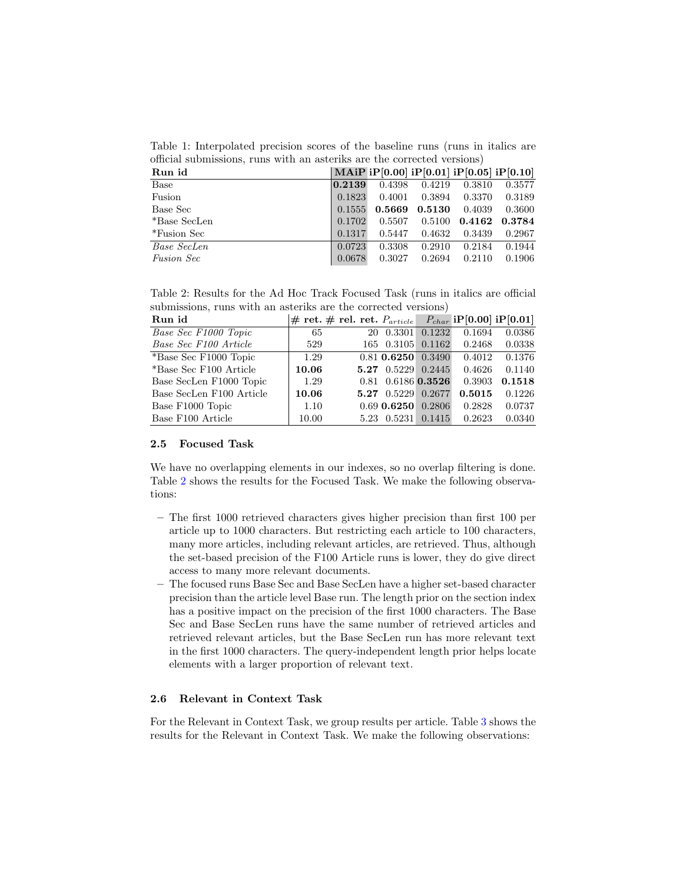Table 1: Interpolated precision scores of the baseline runs (runs in italics are official submissions, runs with an asteriks are the corrected versions)

| Run id | MAiP | iP[0.00] | iP[0.01] | iP[0.05] | iP[0.10] |
|---|---|---|---|---|---|
| Base | **0.2139** | 0.4398 | 0.4219 | 0.3810 | 0.3577 |
| Fusion | 0.1823 | 0.4001 | 0.3894 | 0.3370 | 0.3189 |
| Base Sec | 0.1555 | **0.5669** | **0.5130** | 0.4039 | 0.3600 |
| *Base SecLen | 0.1702 | 0.5507 | 0.5100 | **0.4162** | **0.3784** |
| *Fusion Sec | 0.1317 | 0.5447 | 0.4632 | 0.3439 | 0.2967 |
| *Base SecLen* | 0.0723 | 0.3308 | 0.2910 | 0.2184 | 0.1944 |
| *Fusion Sec* | 0.0678 | 0.3027 | 0.2694 | 0.2110 | 0.1906 |

Table 2: Results for the Ad Hoc Track Focused Task (runs in italics are official submissions, runs with an asteriks are the corrected versions)

| Run id | # ret. | # rel. ret. | $P_{article}$ | $P_{char}$ | iP[0.00] | iP[0.01] |
|---|---|---|---|---|---|---|
| *Base Sec F1000 Topic* | 65 | 20 | 0.3301 | 0.1232 | 0.1694 | 0.0386 |
| *Base Sec F100 Article* | 529 | 165 | 0.3105 | 0.1162 | 0.2468 | 0.0338 |
| *Base Sec F1000 Topic | 1.29 | 0.81 | **0.6250** | 0.3490 | 0.4012 | 0.1376 |
| *Base Sec F100 Article | **10.06** | **5.27** | 0.5229 | 0.2445 | 0.4626 | 0.1140 |
| Base SecLen F1000 Topic | 1.29 | 0.81 | 0.6186 | **0.3526** | 0.3903 | **0.1518** |
| Base SecLen F100 Article | **10.06** | **5.27** | 0.5229 | 0.2677 | **0.5015** | 0.1226 |
| Base F1000 Topic | 1.10 | 0.69 | **0.6250** | 0.2806 | 0.2828 | 0.0737 |
| Base F100 Article | 10.00 | 5.23 | 0.5231 | 0.1415 | 0.2623 | 0.0340 |

### 2.5 Focused Task

We have no overlapping elements in our indexes, so no overlap filtering is done. Table 2 shows the results for the Focused Task. We make the following observations:

- The first 1000 retrieved characters gives higher precision than first 100 per article up to 1000 characters. But restricting each article to 100 characters, many more articles, including relevant articles, are retrieved. Thus, although the set-based precision of the F100 Article runs is lower, they do give direct access to many more relevant documents.
- The focused runs Base Sec and Base SecLen have a higher set-based character precision than the article level Base run. The length prior on the section index has a positive impact on the precision of the first 1000 characters. The Base Sec and Base SecLen runs have the same number of retrieved articles and retrieved relevant articles, but the Base SecLen run has more relevant text in the first 1000 characters. The query-independent length prior helps locate elements with a larger proportion of relevant text.

### 2.6 Relevant in Context Task

For the Relevant in Context Task, we group results per article. Table 3 shows the results for the Relevant in Context Task. We make the following observations: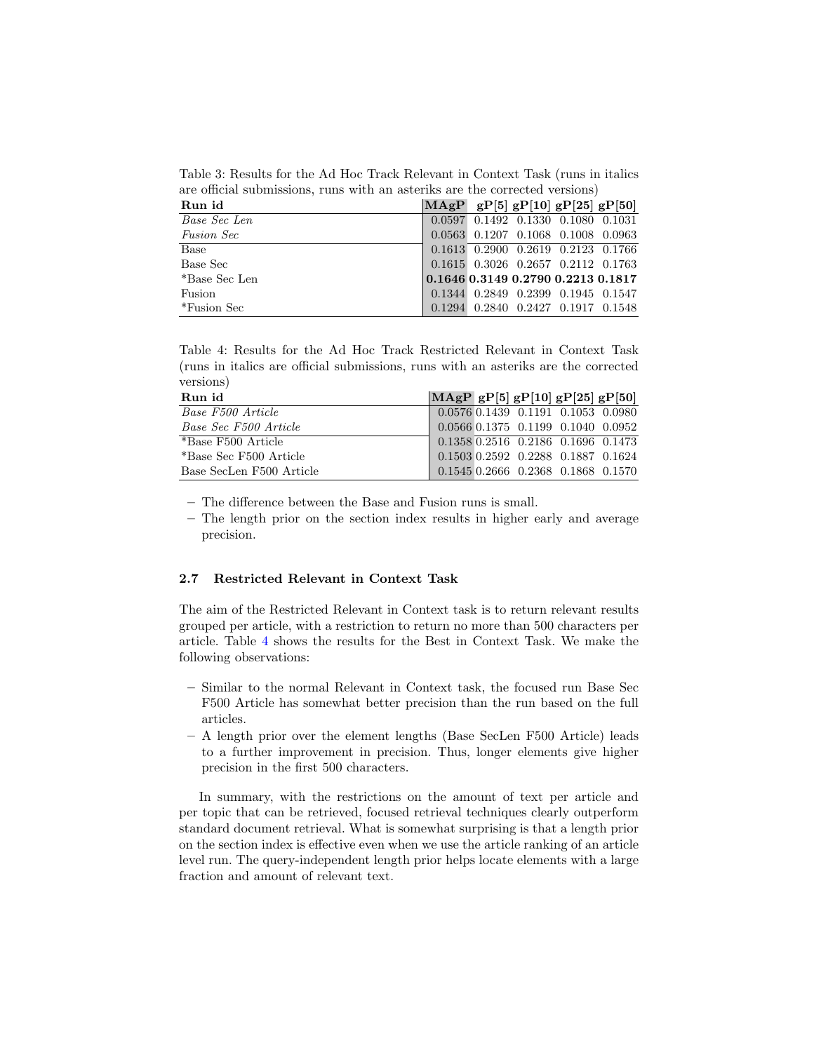Table 3: Results for the Ad Hoc Track Relevant in Context Task (runs in italics are official submissions, runs with an asteriks are the corrected versions)

| Run id | MAgP | gP[5] | gP[10] | gP[25] | gP[50] |
|---|---|---|---|---|---|
| *Base Sec Len* | 0.0597 | 0.1492 | 0.1330 | 0.1080 | 0.1031 |
| *Fusion Sec* | 0.0563 | 0.1207 | 0.1068 | 0.1008 | 0.0963 |
| Base | 0.1613 | 0.2900 | 0.2619 | 0.2123 | 0.1766 |
| Base Sec | 0.1615 | 0.3026 | 0.2657 | 0.2112 | 0.1763 |
| *Base Sec Len | **0.1646** | **0.3149** | **0.2790** | **0.2213** | **0.1817** |
| Fusion | 0.1344 | 0.2849 | 0.2399 | 0.1945 | 0.1547 |
| *Fusion Sec | 0.1294 | 0.2840 | 0.2427 | 0.1917 | 0.1548 |

Table 4: Results for the Ad Hoc Track Restricted Relevant in Context Task (runs in italics are official submissions, runs with an asteriks are the corrected versions)

| Run id | MAgP | gP[5] | gP[10] | gP[25] | gP[50] |
|---|---|---|---|---|---|
| *Base F500 Article* | 0.0576 | 0.1439 | 0.1191 | 0.1053 | 0.0980 |
| *Base Sec F500 Article* | 0.0566 | 0.1375 | 0.1199 | 0.1040 | 0.0952 |
| *Base F500 Article | 0.1358 | 0.2516 | 0.2186 | 0.1696 | 0.1473 |
| *Base Sec F500 Article | 0.1503 | 0.2592 | 0.2288 | 0.1887 | 0.1624 |
| Base SecLen F500 Article | 0.1545 | 0.2666 | 0.2368 | 0.1868 | 0.1570 |

- The difference between the Base and Fusion runs is small.
- The length prior on the section index results in higher early and average precision.

### 2.7 Restricted Relevant in Context Task

The aim of the Restricted Relevant in Context task is to return relevant results grouped per article, with a restriction to return no more than 500 characters per article. Table 4 shows the results for the Best in Context Task. We make the following observations:

- Similar to the normal Relevant in Context task, the focused run Base Sec F500 Article has somewhat better precision than the run based on the full articles.
- A length prior over the element lengths (Base SecLen F500 Article) leads to a further improvement in precision. Thus, longer elements give higher precision in the first 500 characters.

In summary, with the restrictions on the amount of text per article and per topic that can be retrieved, focused retrieval techniques clearly outperform standard document retrieval. What is somewhat surprising is that a length prior on the section index is effective even when we use the article ranking of an article level run. The query-independent length prior helps locate elements with a large fraction and amount of relevant text.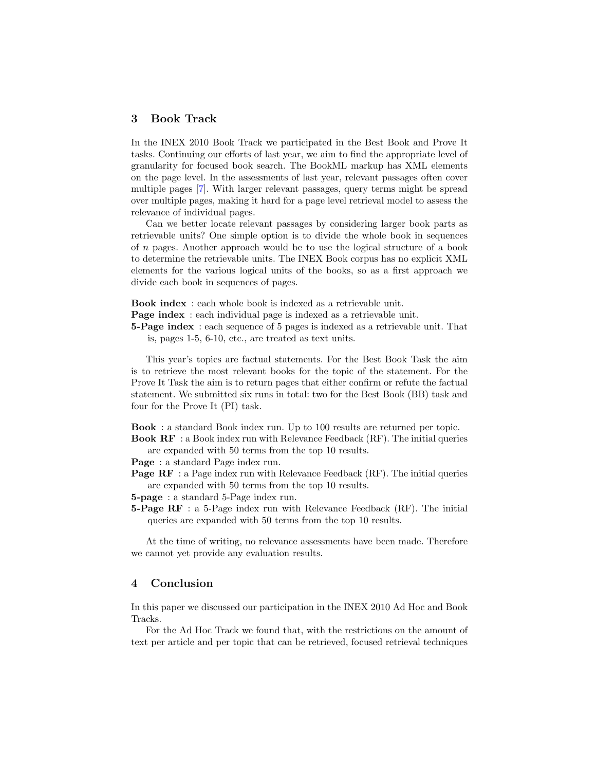## 3 Book Track

In the INEX 2010 Book Track we participated in the Best Book and Prove It tasks. Continuing our efforts of last year, we aim to find the appropriate level of granularity for focused book search. The BookML markup has XML elements on the page level. In the assessments of last year, relevant passages often cover multiple pages [7]. With larger relevant passages, query terms might be spread over multiple pages, making it hard for a page level retrieval model to assess the relevance of individual pages.

Can we better locate relevant passages by considering larger book parts as retrievable units? One simple option is to divide the whole book in sequences of $n$ pages. Another approach would be to use the logical structure of a book to determine the retrievable units. The INEX Book corpus has no explicit XML elements for the various logical units of the books, so as a first approach we divide each book in sequences of pages.

**Book index** : each whole book is indexed as a retrievable unit.
**Page index** : each individual page is indexed as a retrievable unit.
**5-Page index** : each sequence of 5 pages is indexed as a retrievable unit. That is, pages 1-5, 6-10, etc., are treated as text units.

This year's topics are factual statements. For the Best Book Task the aim is to retrieve the most relevant books for the topic of the statement. For the Prove It Task the aim is to return pages that either confirm or refute the factual statement. We submitted six runs in total: two for the Best Book (BB) task and four for the Prove It (PI) task.

**Book** : a standard Book index run. Up to 100 results are returned per topic.
**Book RF** : a Book index run with Relevance Feedback (RF). The initial queries are expanded with 50 terms from the top 10 results.
**Page** : a standard Page index run.
**Page RF** : a Page index run with Relevance Feedback (RF). The initial queries are expanded with 50 terms from the top 10 results.
**5-page** : a standard 5-Page index run.
**5-Page RF** : a 5-Page index run with Relevance Feedback (RF). The initial queries are expanded with 50 terms from the top 10 results.

At the time of writing, no relevance assessments have been made. Therefore we cannot yet provide any evaluation results.

## 4 Conclusion

In this paper we discussed our participation in the INEX 2010 Ad Hoc and Book Tracks.

For the Ad Hoc Track we found that, with the restrictions on the amount of text per article and per topic that can be retrieved, focused retrieval techniques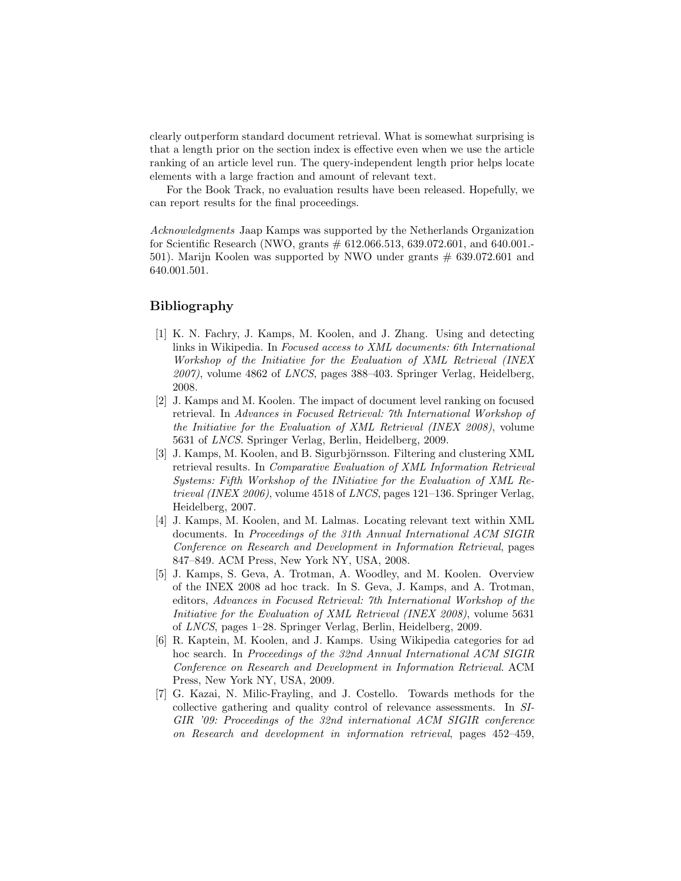clearly outperform standard document retrieval. What is somewhat surprising is that a length prior on the section index is effective even when we use the article ranking of an article level run. The query-independent length prior helps locate elements with a large fraction and amount of relevant text.

For the Book Track, no evaluation results have been released. Hopefully, we can report results for the final proceedings.

*Acknowledgments* Jaap Kamps was supported by the Netherlands Organization for Scientific Research (NWO, grants # 612.066.513, 639.072.601, and 640.001.-501). Marijn Koolen was supported by NWO under grants # 639.072.601 and 640.001.501.

## Bibliography

[1] K. N. Fachry, J. Kamps, M. Koolen, and J. Zhang. Using and detecting links in Wikipedia. In *Focused access to XML documents: 6th International Workshop of the Initiative for the Evaluation of XML Retrieval (INEX 2007)*, volume 4862 of *LNCS*, pages 388–403. Springer Verlag, Heidelberg, 2008.

[2] J. Kamps and M. Koolen. The impact of document level ranking on focused retrieval. In *Advances in Focused Retrieval: 7th International Workshop of the Initiative for the Evaluation of XML Retrieval (INEX 2008)*, volume 5631 of *LNCS*. Springer Verlag, Berlin, Heidelberg, 2009.

[3] J. Kamps, M. Koolen, and B. Sigurbjörnsson. Filtering and clustering XML retrieval results. In *Comparative Evaluation of XML Information Retrieval Systems: Fifth Workshop of the INitiative for the Evaluation of XML Retrieval (INEX 2006)*, volume 4518 of *LNCS*, pages 121–136. Springer Verlag, Heidelberg, 2007.

[4] J. Kamps, M. Koolen, and M. Lalmas. Locating relevant text within XML documents. In *Proceedings of the 31th Annual International ACM SIGIR Conference on Research and Development in Information Retrieval*, pages 847–849. ACM Press, New York NY, USA, 2008.

[5] J. Kamps, S. Geva, A. Trotman, A. Woodley, and M. Koolen. Overview of the INEX 2008 ad hoc track. In S. Geva, J. Kamps, and A. Trotman, editors, *Advances in Focused Retrieval: 7th International Workshop of the Initiative for the Evaluation of XML Retrieval (INEX 2008)*, volume 5631 of *LNCS*, pages 1–28. Springer Verlag, Berlin, Heidelberg, 2009.

[6] R. Kaptein, M. Koolen, and J. Kamps. Using Wikipedia categories for ad hoc search. In *Proceedings of the 32nd Annual International ACM SIGIR Conference on Research and Development in Information Retrieval*. ACM Press, New York NY, USA, 2009.

[7] G. Kazai, N. Milic-Frayling, and J. Costello. Towards methods for the collective gathering and quality control of relevance assessments. In *SIGIR '09: Proceedings of the 32nd international ACM SIGIR conference on Research and development in information retrieval*, pages 452–459,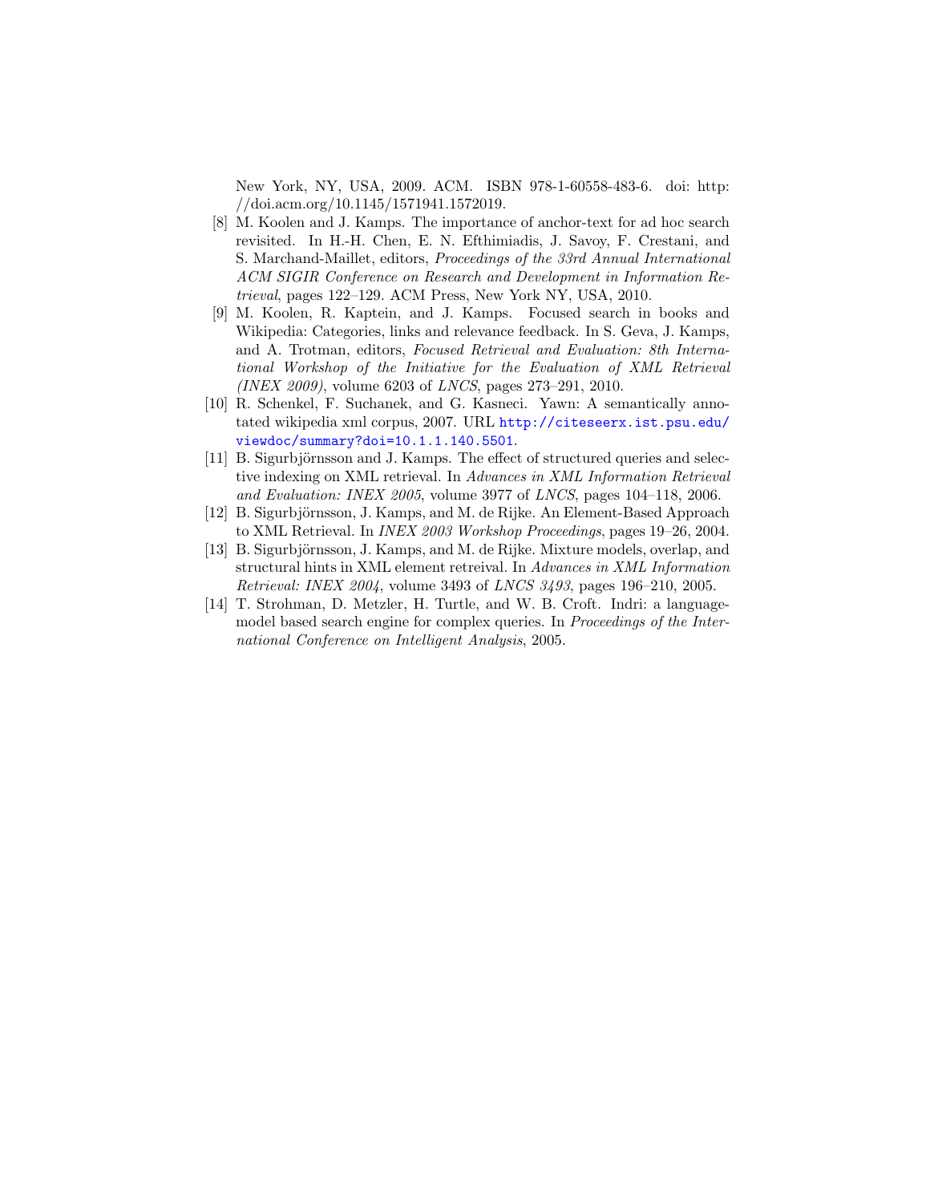New York, NY, USA, 2009. ACM. ISBN 978-1-60558-483-6. doi: http://doi.acm.org/10.1145/1571941.1572019.

[8] M. Koolen and J. Kamps. The importance of anchor-text for ad hoc search revisited. In H.-H. Chen, E. N. Efthimiadis, J. Savoy, F. Crestani, and S. Marchand-Maillet, editors, *Proceedings of the 33rd Annual International ACM SIGIR Conference on Research and Development in Information Retrieval*, pages 122–129. ACM Press, New York NY, USA, 2010.

[9] M. Koolen, R. Kaptein, and J. Kamps. Focused search in books and Wikipedia: Categories, links and relevance feedback. In S. Geva, J. Kamps, and A. Trotman, editors, *Focused Retrieval and Evaluation: 8th International Workshop of the Initiative for the Evaluation of XML Retrieval (INEX 2009)*, volume 6203 of *LNCS*, pages 273–291, 2010.

[10] R. Schenkel, F. Suchanek, and G. Kasneci. Yawn: A semantically annotated wikipedia xml corpus, 2007. URL http://citeseerx.ist.psu.edu/viewdoc/summary?doi=10.1.1.140.5501.

[11] B. Sigurbjörnsson and J. Kamps. The effect of structured queries and selective indexing on XML retrieval. In *Advances in XML Information Retrieval and Evaluation: INEX 2005*, volume 3977 of *LNCS*, pages 104–118, 2006.

[12] B. Sigurbjörnsson, J. Kamps, and M. de Rijke. An Element-Based Approach to XML Retrieval. In *INEX 2003 Workshop Proceedings*, pages 19–26, 2004.

[13] B. Sigurbjörnsson, J. Kamps, and M. de Rijke. Mixture models, overlap, and structural hints in XML element retreival. In *Advances in XML Information Retrieval: INEX 2004*, volume 3493 of *LNCS 3493*, pages 196–210, 2005.

[14] T. Strohman, D. Metzler, H. Turtle, and W. B. Croft. Indri: a language-model based search engine for complex queries. In *Proceedings of the International Conference on Intelligent Analysis*, 2005.